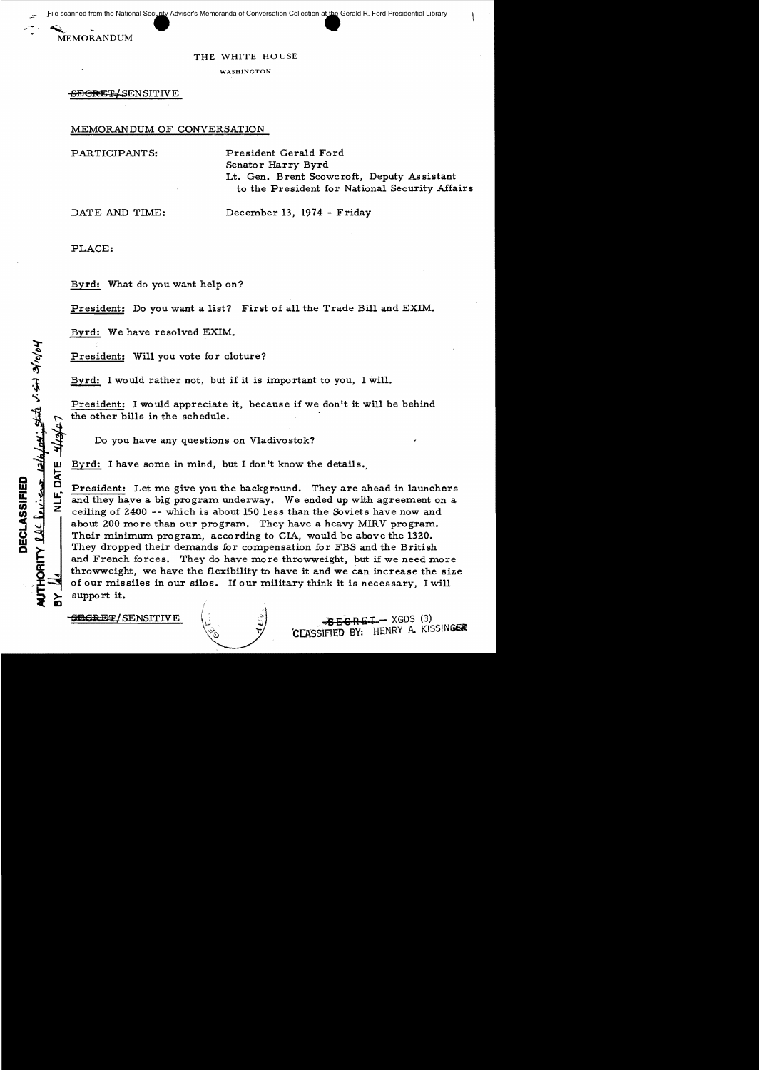MEMORANDUM

THE WHITE HOUSE

WASHINGTON

~~SECRET~~/SENSITIVE

MEMORANDUM OF CONVERSATION

PARTICIPANTS: President Gerald Ford
Senator Harry Byrd
Lt. Gen. Brent Scowcroft, Deputy Assistant to the President for National Security Affairs

DATE AND TIME: December 13, 1974 - Friday

PLACE:

Byrd: What do you want help on?

President: Do you want a list? First of all the Trade Bill and EXIM.

Byrd: We have resolved EXIM.

President: Will you vote for cloture?

Byrd: I would rather not, but if it is important to you, I will.

President: I would appreciate it, because if we don't it will be behind the other bills in the schedule.

Do you have any questions on Vladivostok?

Byrd: I have some in mind, but I don't know the details.

President: Let me give you the background. They are ahead in launchers and they have a big program underway. We ended up with agreement on a ceiling of 2400 -- which is about 150 less than the Soviets have now and about 200 more than our program. They have a heavy MIRV program. Their minimum program, according to CIA, would be above the 1320. They dropped their demands for compensation for FBS and the British and French forces. They do have more throwweight, but if we need more throwweight, we have the flexibility to have it and we can increase the size of our missiles in our silos. If our military think it is necessary, I will support it.

DECLASSIFIED
AUTHORITY
BY NLF, DATE

~~SECRET~~/SENSITIVE

~~SECRET~~ - XGDS (3)
CLASSIFIED BY: HENRY A. KISSINGER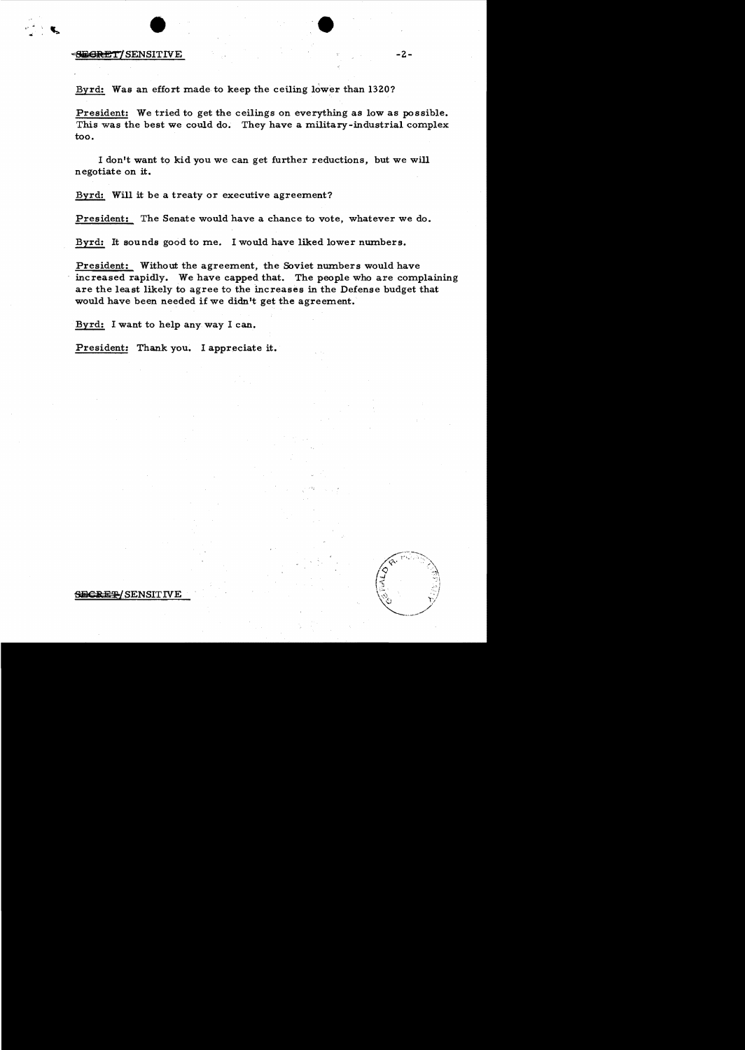Byrd: Was an effort made to keep the ceiling lower than 1320?

President: We tried to get the ceilings on everything as low as possible. This was the best we could do. They have a military-industrial complex too.

I don't want to kid you we can get further reductions, but we will negotiate on it.

Byrd: Will it be a treaty or executive agreement?

President: The Senate would have a chance to vote, whatever we do.

Byrd: It sounds good to me. I would have liked lower numbers.

President: Without the agreement, the Soviet numbers would have increased rapidly. We have capped that. The people who are complaining are the least likely to agree to the increases in the Defense budget that would have been needed if we didn't get the agreement.

Byrd: I want to help any way I can.

President: Thank you. I appreciate it.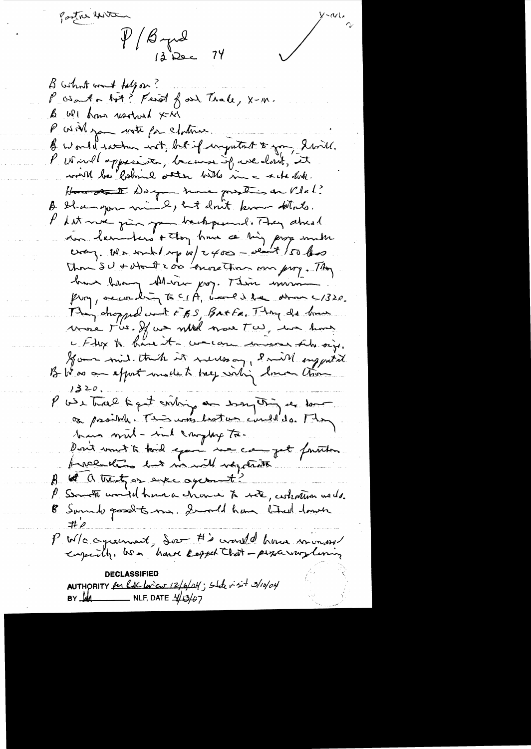Postwar Written

Y-rule

P / Byrd
13 Dec 74

B What can I help on?
P Want a list? First of all Trade, X-M.
B We have worked X-M
P Will you vote for cloture.
B Would rather not, but if important to you, I will.
P Would appreciate, because if we don't, it will be behind other bills in a sticky dole.
How about Do you have questions on Vlad?
B Shares your mind, but don't know details.
P Let me give you background. They ahead in launchers & they have a big prog under way. We ended up w/ 2400 – about 150 less than SU & about 200 more than our prog. They have heavy MIRV prog. Their minimum prog, according to CIA, would be about 1320. They dropped out FBS, Bat Fa. They do have more TW. If we need more TW, we have a Flex to have it – we can increase the size. If our mil. think it necessary, I will support it.
B Was an effort made to keep ceiling lower than 1320.
P We tried to get ceiling on everything as low as possible. This was best we could do. They have mil-ind complex too.
Don't want to kid you we can get further reductions but we will negotiate.
B A treaty or exec agreement?
P Senate would have a chance to vote, whatever we do.
B Sounds good to me. I would have liked lower #s.
P W/o agreement, Sov #s would have increased capacity. We have capped that – puzzle everything

**DECLASSIFIED**
AUTHORITY per LBL review 12/6/04; State visit 3/10/04
BY lda NLF, DATE 4/13/07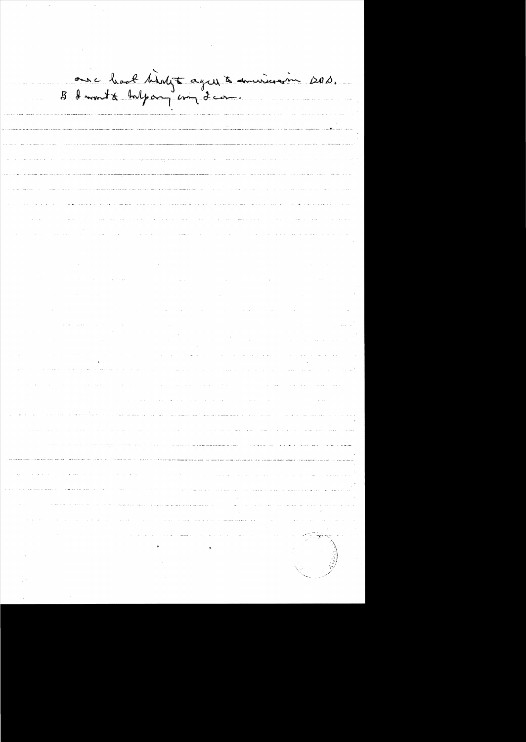once had hiatus agreed to animission DOD.
B I want to help any way I can.